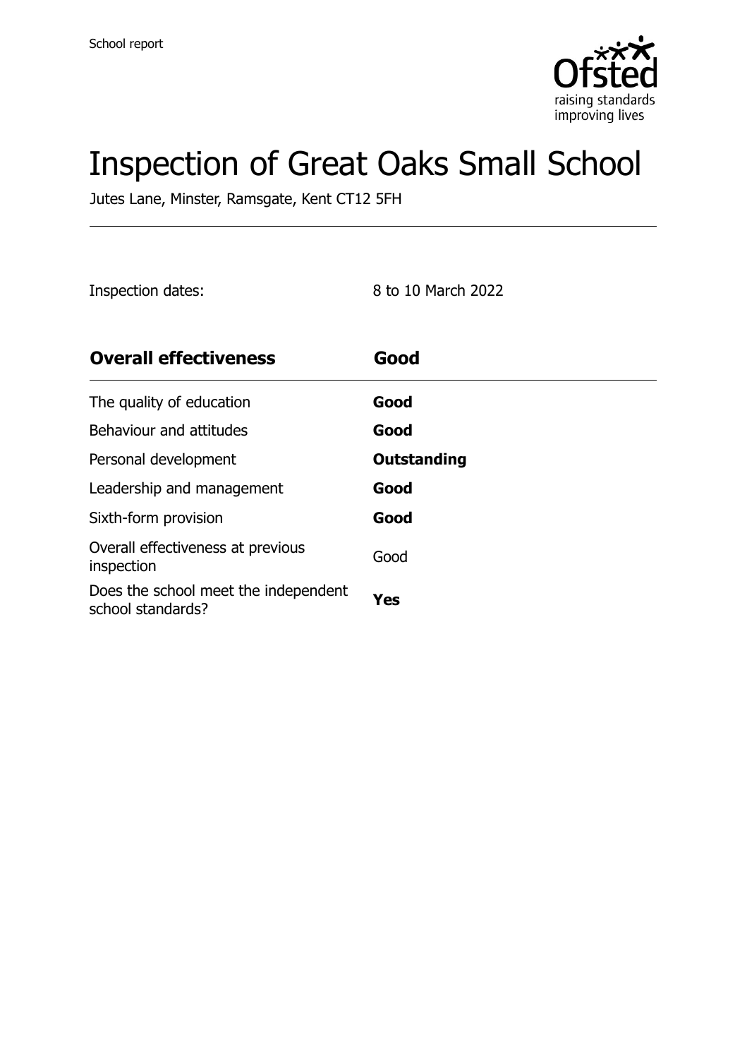School report

# Inspection of Great Oaks Small School

Jutes Lane, Minster, Ramsgate, Kent CT12 5FH

Inspection dates: 8 to 10 March 2022

| **Overall effectiveness** | **Good** |
| --- | --- |
| The quality of education | **Good** |
| Behaviour and attitudes | **Good** |
| Personal development | **Outstanding** |
| Leadership and management | **Good** |
| Sixth-form provision | **Good** |
| Overall effectiveness at previous inspection | Good |
| Does the school meet the independent school standards? | **Yes** |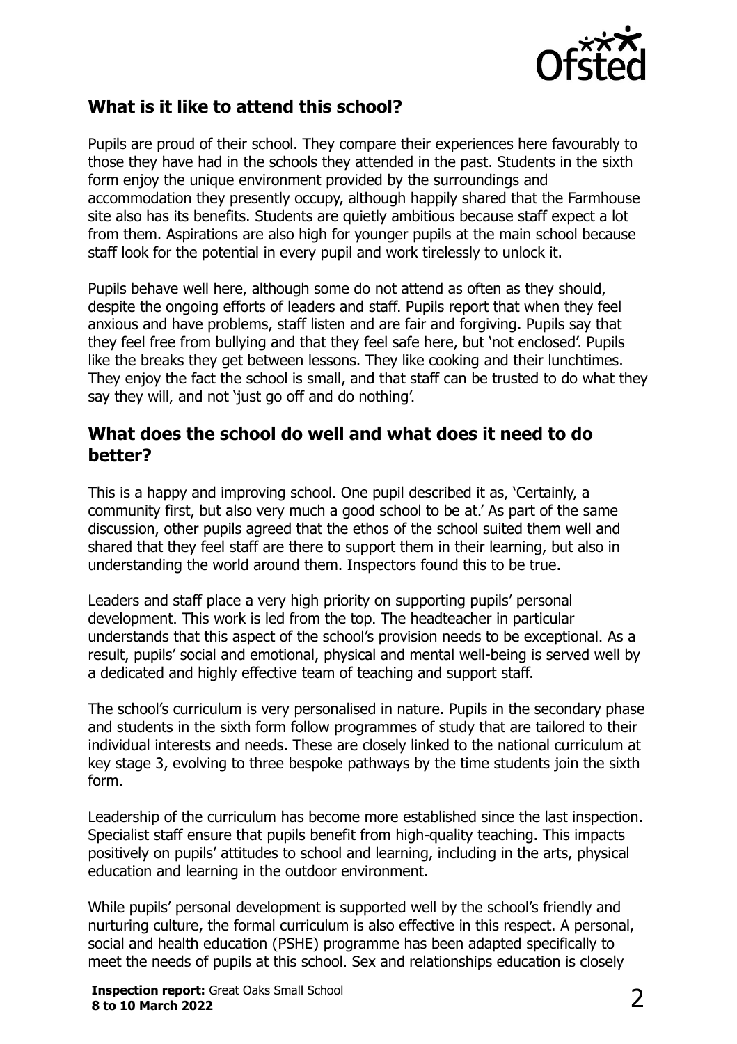## What is it like to attend this school?

Pupils are proud of their school. They compare their experiences here favourably to those they have had in the schools they attended in the past. Students in the sixth form enjoy the unique environment provided by the surroundings and accommodation they presently occupy, although happily shared that the Farmhouse site also has its benefits. Students are quietly ambitious because staff expect a lot from them. Aspirations are also high for younger pupils at the main school because staff look for the potential in every pupil and work tirelessly to unlock it.

Pupils behave well here, although some do not attend as often as they should, despite the ongoing efforts of leaders and staff. Pupils report that when they feel anxious and have problems, staff listen and are fair and forgiving. Pupils say that they feel free from bullying and that they feel safe here, but 'not enclosed'. Pupils like the breaks they get between lessons. They like cooking and their lunchtimes. They enjoy the fact the school is small, and that staff can be trusted to do what they say they will, and not 'just go off and do nothing'.

## What does the school do well and what does it need to do better?

This is a happy and improving school. One pupil described it as, 'Certainly, a community first, but also very much a good school to be at.' As part of the same discussion, other pupils agreed that the ethos of the school suited them well and shared that they feel staff are there to support them in their learning, but also in understanding the world around them. Inspectors found this to be true.

Leaders and staff place a very high priority on supporting pupils' personal development. This work is led from the top. The headteacher in particular understands that this aspect of the school's provision needs to be exceptional. As a result, pupils' social and emotional, physical and mental well-being is served well by a dedicated and highly effective team of teaching and support staff.

The school's curriculum is very personalised in nature. Pupils in the secondary phase and students in the sixth form follow programmes of study that are tailored to their individual interests and needs. These are closely linked to the national curriculum at key stage 3, evolving to three bespoke pathways by the time students join the sixth form.

Leadership of the curriculum has become more established since the last inspection. Specialist staff ensure that pupils benefit from high-quality teaching. This impacts positively on pupils' attitudes to school and learning, including in the arts, physical education and learning in the outdoor environment.

While pupils' personal development is supported well by the school's friendly and nurturing culture, the formal curriculum is also effective in this respect. A personal, social and health education (PSHE) programme has been adapted specifically to meet the needs of pupils at this school. Sex and relationships education is closely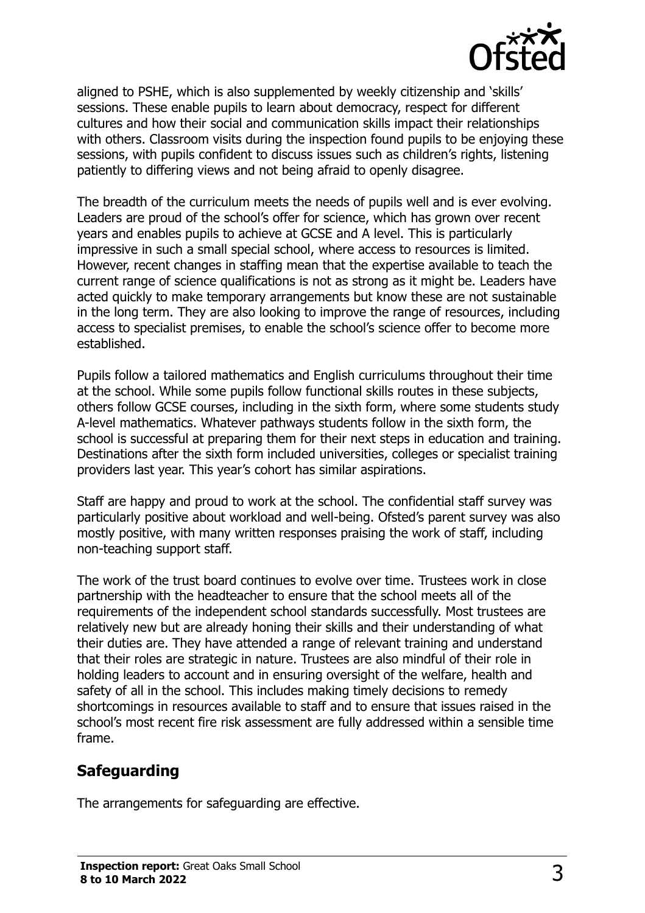aligned to PSHE, which is also supplemented by weekly citizenship and 'skills' sessions. These enable pupils to learn about democracy, respect for different cultures and how their social and communication skills impact their relationships with others. Classroom visits during the inspection found pupils to be enjoying these sessions, with pupils confident to discuss issues such as children's rights, listening patiently to differing views and not being afraid to openly disagree.

The breadth of the curriculum meets the needs of pupils well and is ever evolving. Leaders are proud of the school's offer for science, which has grown over recent years and enables pupils to achieve at GCSE and A level. This is particularly impressive in such a small special school, where access to resources is limited. However, recent changes in staffing mean that the expertise available to teach the current range of science qualifications is not as strong as it might be. Leaders have acted quickly to make temporary arrangements but know these are not sustainable in the long term. They are also looking to improve the range of resources, including access to specialist premises, to enable the school's science offer to become more established.

Pupils follow a tailored mathematics and English curriculums throughout their time at the school. While some pupils follow functional skills routes in these subjects, others follow GCSE courses, including in the sixth form, where some students study A-level mathematics. Whatever pathways students follow in the sixth form, the school is successful at preparing them for their next steps in education and training. Destinations after the sixth form included universities, colleges or specialist training providers last year. This year's cohort has similar aspirations.

Staff are happy and proud to work at the school. The confidential staff survey was particularly positive about workload and well-being. Ofsted's parent survey was also mostly positive, with many written responses praising the work of staff, including non-teaching support staff.

The work of the trust board continues to evolve over time. Trustees work in close partnership with the headteacher to ensure that the school meets all of the requirements of the independent school standards successfully. Most trustees are relatively new but are already honing their skills and their understanding of what their duties are. They have attended a range of relevant training and understand that their roles are strategic in nature. Trustees are also mindful of their role in holding leaders to account and in ensuring oversight of the welfare, health and safety of all in the school. This includes making timely decisions to remedy shortcomings in resources available to staff and to ensure that issues raised in the school's most recent fire risk assessment are fully addressed within a sensible time frame.

## Safeguarding

The arrangements for safeguarding are effective.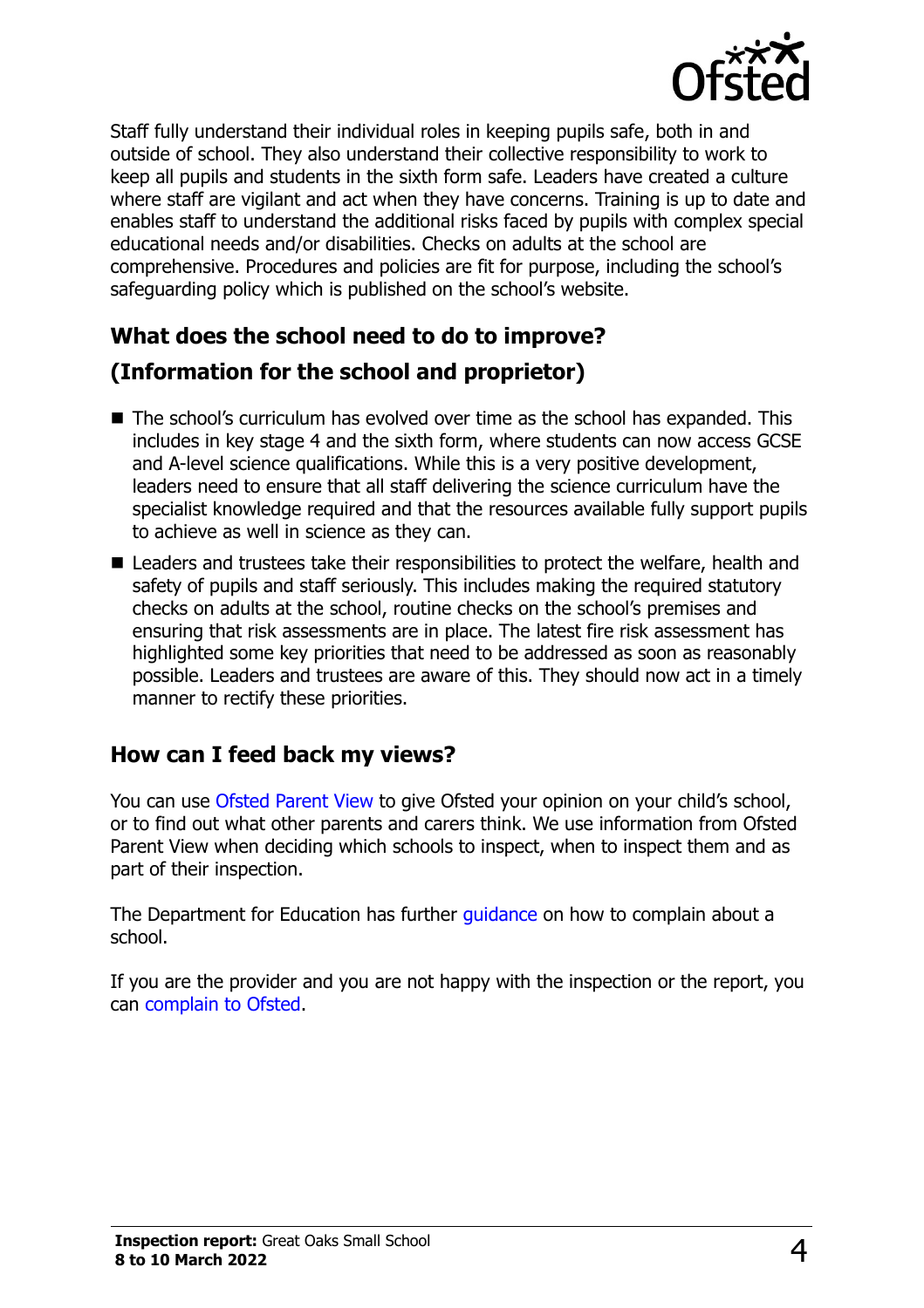Staff fully understand their individual roles in keeping pupils safe, both in and outside of school. They also understand their collective responsibility to work to keep all pupils and students in the sixth form safe. Leaders have created a culture where staff are vigilant and act when they have concerns. Training is up to date and enables staff to understand the additional risks faced by pupils with complex special educational needs and/or disabilities. Checks on adults at the school are comprehensive. Procedures and policies are fit for purpose, including the school's safeguarding policy which is published on the school's website.

## What does the school need to do to improve?

## (Information for the school and proprietor)

- The school's curriculum has evolved over time as the school has expanded. This includes in key stage 4 and the sixth form, where students can now access GCSE and A-level science qualifications. While this is a very positive development, leaders need to ensure that all staff delivering the science curriculum have the specialist knowledge required and that the resources available fully support pupils to achieve as well in science as they can.
- Leaders and trustees take their responsibilities to protect the welfare, health and safety of pupils and staff seriously. This includes making the required statutory checks on adults at the school, routine checks on the school's premises and ensuring that risk assessments are in place. The latest fire risk assessment has highlighted some key priorities that need to be addressed as soon as reasonably possible. Leaders and trustees are aware of this. They should now act in a timely manner to rectify these priorities.

## How can I feed back my views?

You can use Ofsted Parent View to give Ofsted your opinion on your child's school, or to find out what other parents and carers think. We use information from Ofsted Parent View when deciding which schools to inspect, when to inspect them and as part of their inspection.

The Department for Education has further guidance on how to complain about a school.

If you are the provider and you are not happy with the inspection or the report, you can complain to Ofsted.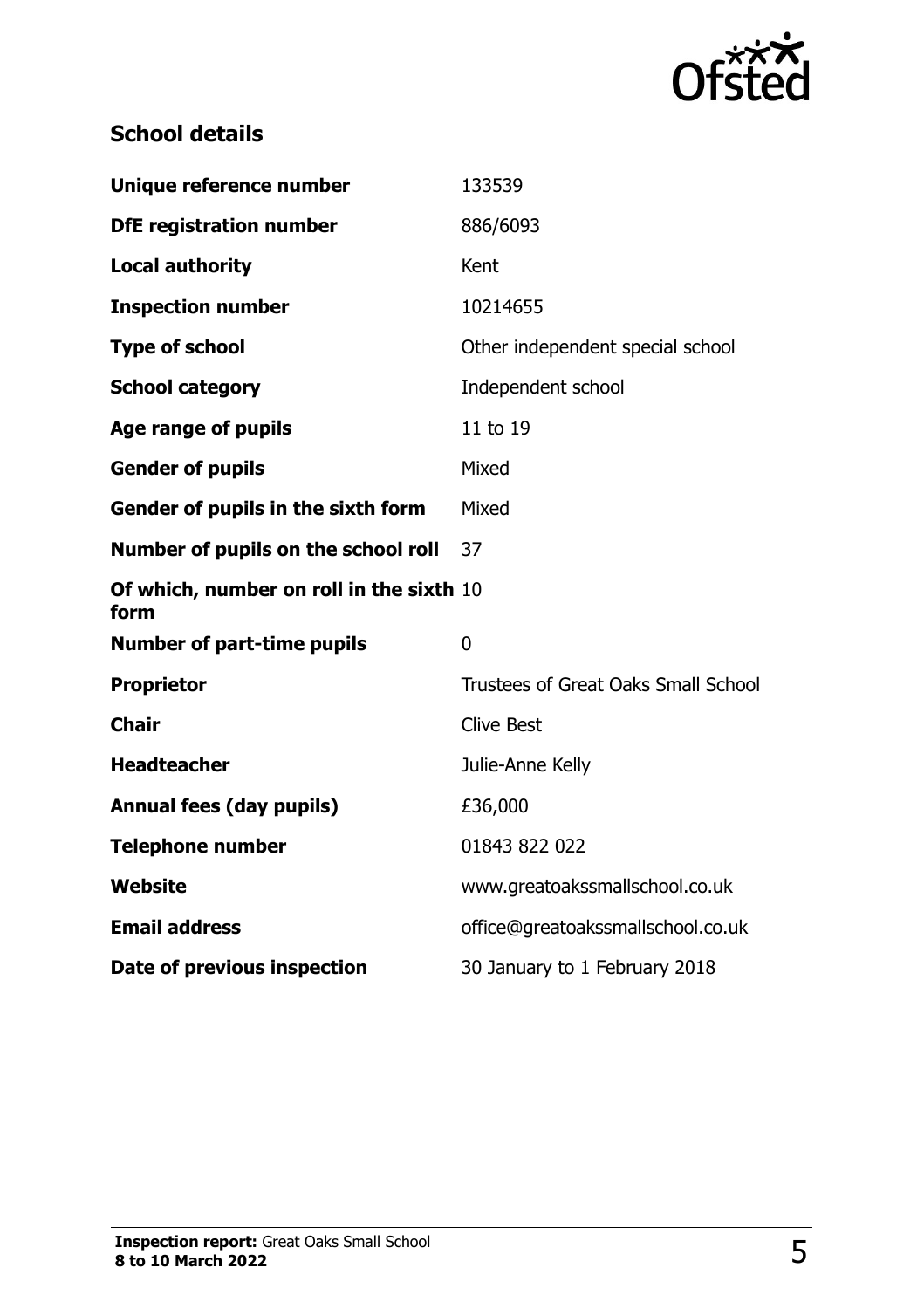## School details

| | |
|---|---|
| **Unique reference number** | 133539 |
| **DfE registration number** | 886/6093 |
| **Local authority** | Kent |
| **Inspection number** | 10214655 |
| **Type of school** | Other independent special school |
| **School category** | Independent school |
| **Age range of pupils** | 11 to 19 |
| **Gender of pupils** | Mixed |
| **Gender of pupils in the sixth form** | Mixed |
| **Number of pupils on the school roll** | 37 |
| **Of which, number on roll in the sixth form** | 10 |
| **Number of part-time pupils** | 0 |
| **Proprietor** | Trustees of Great Oaks Small School |
| **Chair** | Clive Best |
| **Headteacher** | Julie-Anne Kelly |
| **Annual fees (day pupils)** | £36,000 |
| **Telephone number** | 01843 822 022 |
| **Website** | www.greatoakssmallschool.co.uk |
| **Email address** | office@greatoakssmallschool.co.uk |
| **Date of previous inspection** | 30 January to 1 February 2018 |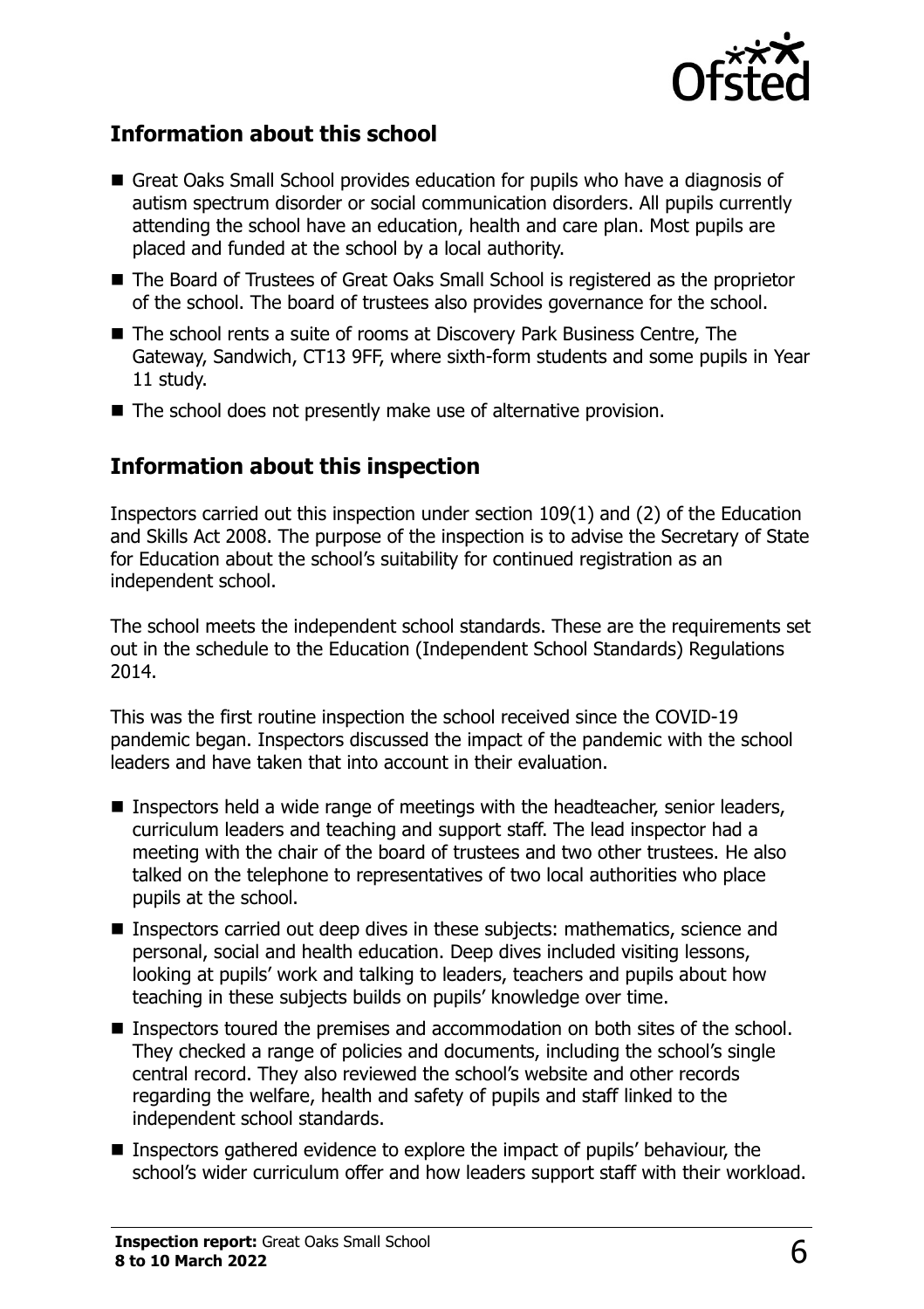## Information about this school

- Great Oaks Small School provides education for pupils who have a diagnosis of autism spectrum disorder or social communication disorders. All pupils currently attending the school have an education, health and care plan. Most pupils are placed and funded at the school by a local authority.
- The Board of Trustees of Great Oaks Small School is registered as the proprietor of the school. The board of trustees also provides governance for the school.
- The school rents a suite of rooms at Discovery Park Business Centre, The Gateway, Sandwich, CT13 9FF, where sixth-form students and some pupils in Year 11 study.
- The school does not presently make use of alternative provision.

## Information about this inspection

Inspectors carried out this inspection under section 109(1) and (2) of the Education and Skills Act 2008. The purpose of the inspection is to advise the Secretary of State for Education about the school's suitability for continued registration as an independent school.

The school meets the independent school standards. These are the requirements set out in the schedule to the Education (Independent School Standards) Regulations 2014.

This was the first routine inspection the school received since the COVID-19 pandemic began. Inspectors discussed the impact of the pandemic with the school leaders and have taken that into account in their evaluation.

- Inspectors held a wide range of meetings with the headteacher, senior leaders, curriculum leaders and teaching and support staff. The lead inspector had a meeting with the chair of the board of trustees and two other trustees. He also talked on the telephone to representatives of two local authorities who place pupils at the school.
- Inspectors carried out deep dives in these subjects: mathematics, science and personal, social and health education. Deep dives included visiting lessons, looking at pupils' work and talking to leaders, teachers and pupils about how teaching in these subjects builds on pupils' knowledge over time.
- Inspectors toured the premises and accommodation on both sites of the school. They checked a range of policies and documents, including the school's single central record. They also reviewed the school's website and other records regarding the welfare, health and safety of pupils and staff linked to the independent school standards.
- Inspectors gathered evidence to explore the impact of pupils' behaviour, the school's wider curriculum offer and how leaders support staff with their workload.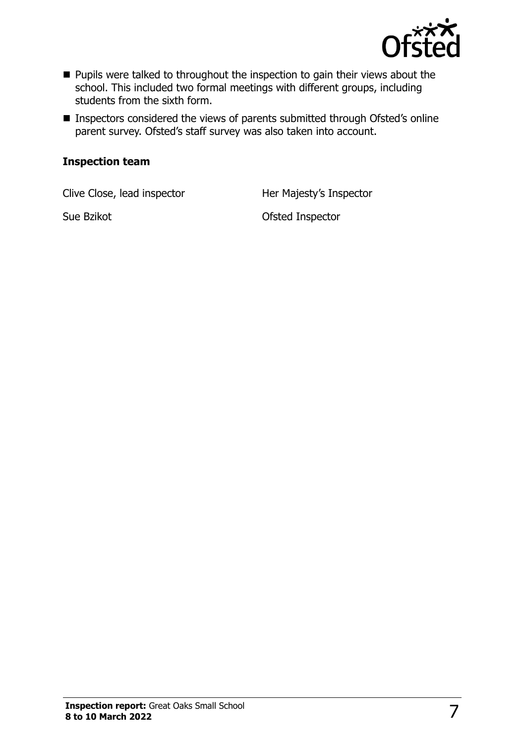- Pupils were talked to throughout the inspection to gain their views about the school. This included two formal meetings with different groups, including students from the sixth form.
- Inspectors considered the views of parents submitted through Ofsted's online parent survey. Ofsted's staff survey was also taken into account.

### Inspection team

| | |
|---|---|
| Clive Close, lead inspector | Her Majesty's Inspector |
| Sue Bzikot | Ofsted Inspector |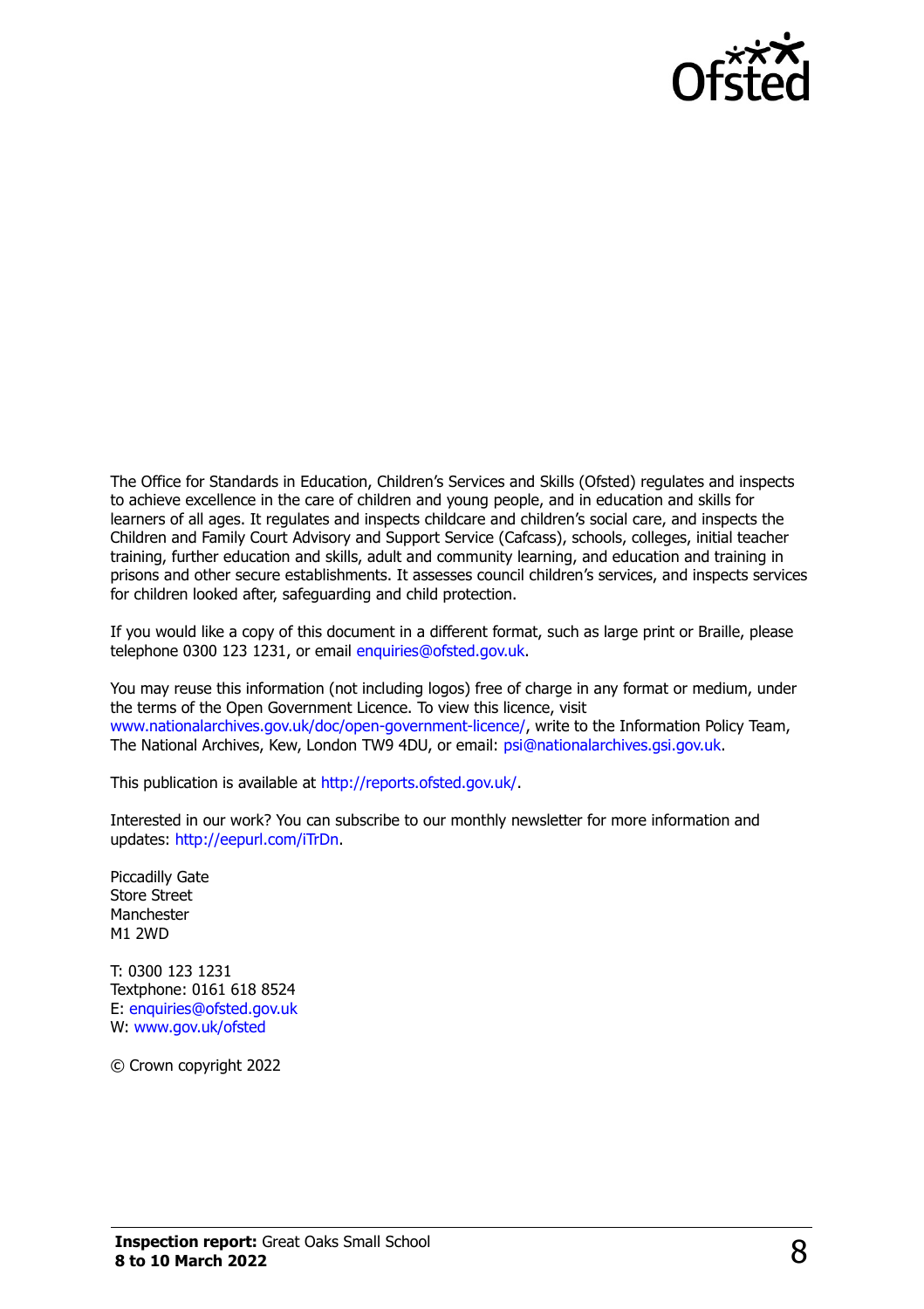The Office for Standards in Education, Children's Services and Skills (Ofsted) regulates and inspects to achieve excellence in the care of children and young people, and in education and skills for learners of all ages. It regulates and inspects childcare and children's social care, and inspects the Children and Family Court Advisory and Support Service (Cafcass), schools, colleges, initial teacher training, further education and skills, adult and community learning, and education and training in prisons and other secure establishments. It assesses council children's services, and inspects services for children looked after, safeguarding and child protection.

If you would like a copy of this document in a different format, such as large print or Braille, please telephone 0300 123 1231, or email enquiries@ofsted.gov.uk.

You may reuse this information (not including logos) free of charge in any format or medium, under the terms of the Open Government Licence. To view this licence, visit www.nationalarchives.gov.uk/doc/open-government-licence/, write to the Information Policy Team, The National Archives, Kew, London TW9 4DU, or email: psi@nationalarchives.gsi.gov.uk.

This publication is available at http://reports.ofsted.gov.uk/.

Interested in our work? You can subscribe to our monthly newsletter for more information and updates: http://eepurl.com/iTrDn.

Piccadilly Gate
Store Street
Manchester
M1 2WD

T: 0300 123 1231
Textphone: 0161 618 8524
E: enquiries@ofsted.gov.uk
W: www.gov.uk/ofsted

© Crown copyright 2022